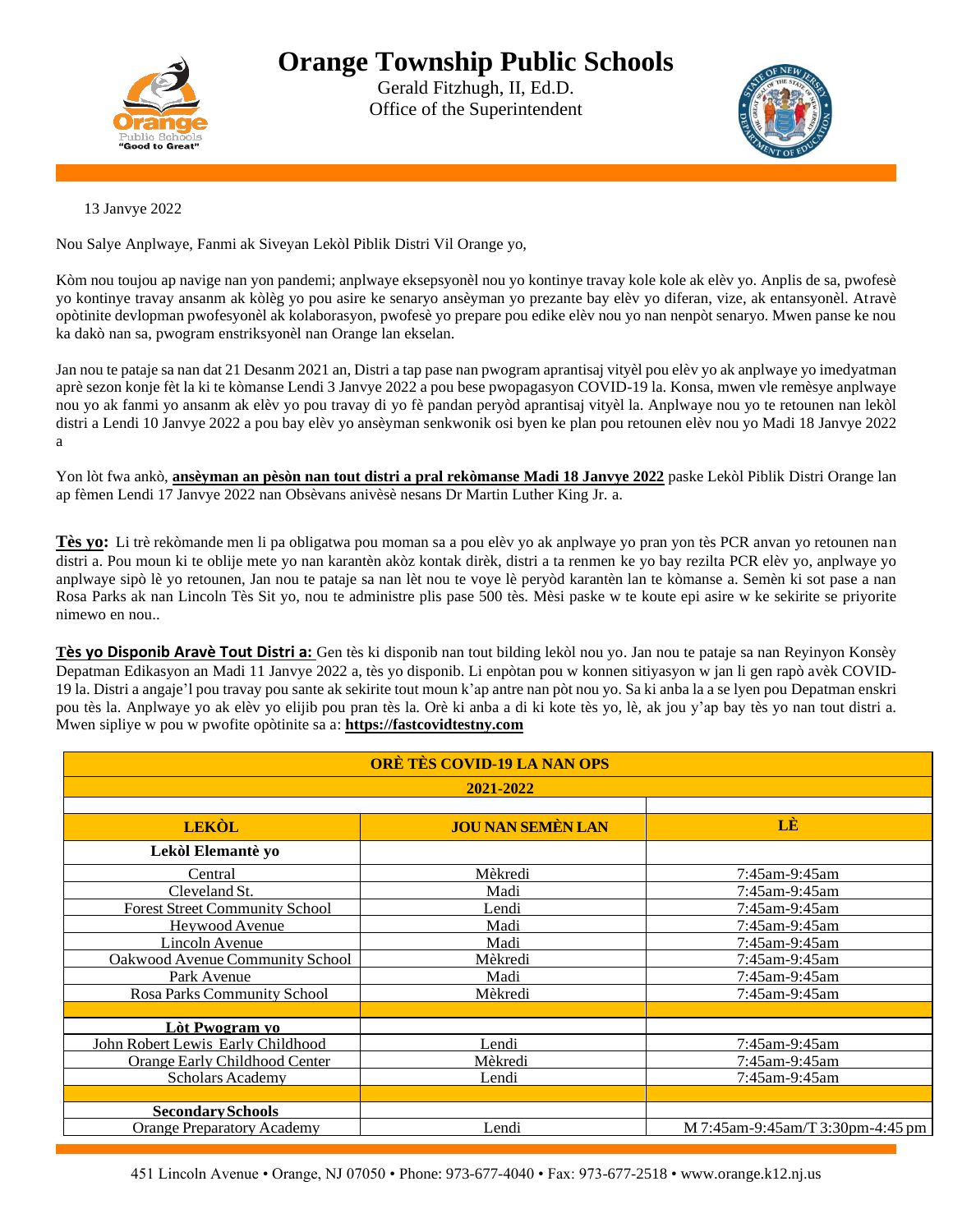# Orange Township Public Schools

Gerald Fitzhugh, II, Ed.D.
Office of the Superintendent

13 Janvye 2022

Nou Salye Anplwaye, Fanmi ak Siveyan Lekòl Piblik Distri Vil Orange yo,

Kòm nou toujou ap navige nan yon pandemi; anplwaye eksepsyonèl nou yo kontinye travay kole kole ak elèv yo. Anplis de sa, pwofesè yo kontinye travay ansanm ak kòlèg yo pou asire ke senaryo ansèyman yo prezante bay elèv yo diferan, vize, ak entansyonèl. Atravè opòtinite devlopman pwofesyonèl ak kolaborasyon, pwofesè yo prepare pou edike elèv nou yo nan nenpòt senaryo. Mwen panse ke nou ka dakò nan sa, pwogram enstriksyonèl nan Orange lan ekselan.

Jan nou te pataje sa nan dat 21 Desanm 2021 an, Distri a tap pase nan pwogram aprantisaj vityèl pou elèv yo ak anplwaye yo imedyatman aprè sezon konje fèt la ki te kòmanse Lendi 3 Janvye 2022 a pou bese pwopagasyon COVID-19 la. Konsa, mwen vle remèsye anplwaye nou yo ak fanmi yo ansanm ak elèv yo pou travay di yo fè pandan peryòd aprantisaj vityèl la. Anplwaye nou yo te retounen nan lekòl distri a Lendi 10 Janvye 2022 a pou bay elèv yo ansèyman senkwonik osi byen ke plan pou retounen elèv nou yo Madi 18 Janvye 2022 a

Yon lòt fwa ankò, **ansèyman an pèsòn nan tout distri a pral rekòmanse Madi 18 Janvye 2022** paske Lekòl Piblik Distri Orange lan ap fèmen Lendi 17 Janvye 2022 nan Obsèvans anivèsè nesans Dr Martin Luther King Jr. a.

**Tès yo:** Li trè rekòmande men li pa obligatwa pou moman sa a pou elèv yo ak anplwaye yo pran yon tès PCR anvan yo retounen nan distri a. Pou moun ki te oblije mete yo nan karantèn akòz kontak dirèk, distri a ta renmen ke yo bay rezilta PCR elèv yo, anplwaye yo anplwaye sipò lè yo retounen, Jan nou te pataje sa nan lèt nou te voye lè peryòd karantèn lan te kòmanse a. Semèn ki sot pase a nan Rosa Parks ak nan Lincoln Tès Sit yo, nou te administre plis pase 500 tès. Mèsi paske w te koute epi asire w ke sekirite se priyorite nimewo en nou..

**Tès yo Disponib Aravè Tout Distri a:** Gen tès ki disponib nan tout bilding lekòl nou yo. Jan nou te pataje sa nan Reyinyon Konsèy Depatman Edikasyon an Madi 11 Janvye 2022 a, tès yo disponib. Li enpòtan pou w konnen sitiyasyon w jan li gen rapò avèk COVID-19 la. Distri a angaje'l pou travay pou sante ak sekirite tout moun k'ap antre nan pòt nou yo. Sa ki anba la a se lyen pou Depatman enskri pou tès la. Anplwaye yo ak elèv yo elijib pou pran tès la. Orè ki anba a di ki kote tès yo, lè, ak jou y'ap bay tès yo nan tout distri a. Mwen sipliye w pou w pwofite opòtinite sa a: **https://fastcovidtestny.com**

| ORÈ TÈS COVID-19 LA NAN OPS 2021-2022 | | |
|---|---|---|
| **LEKÒL** | **JOU NAN SEMÈN LAN** | **LÈ** |
| **Lekòl Elemantè yo** | | |
| Central | Mèkredi | 7:45am-9:45am |
| Cleveland St. | Madi | 7:45am-9:45am |
| Forest Street Community School | Lendi | 7:45am-9:45am |
| Heywood Avenue | Madi | 7:45am-9:45am |
| Lincoln Avenue | Madi | 7:45am-9:45am |
| Oakwood Avenue Community School | Mèkredi | 7:45am-9:45am |
| Park Avenue | Madi | 7:45am-9:45am |
| Rosa Parks Community School | Mèkredi | 7:45am-9:45am |
| | | |
| **Lòt Pwogram yo** | | |
| John Robert Lewis Early Childhood | Lendi | 7:45am-9:45am |
| Orange Early Childhood Center | Mèkredi | 7:45am-9:45am |
| Scholars Academy | Lendi | 7:45am-9:45am |
| | | |
| **Secondary Schools** | | |
| Orange Preparatory Academy | Lendi | M 7:45am-9:45am/T 3:30pm-4:45 pm |

451 Lincoln Avenue • Orange, NJ 07050 • Phone: 973-677-4040 • Fax: 973-677-2518 • www.orange.k12.nj.us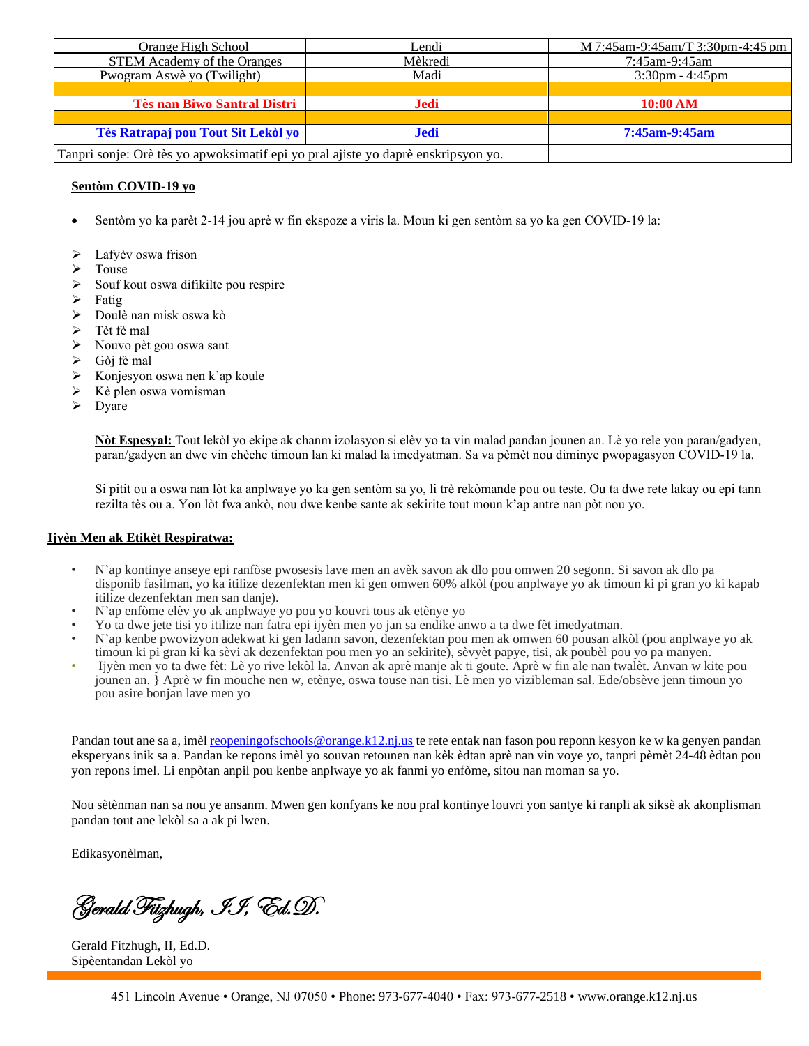| | | |
|---|---|---|
| Orange High School | Lendi | M 7:45am-9:45am/T 3:30pm-4:45 pm |
| STEM Academy of the Oranges | Mèkredi | 7:45am-9:45am |
| Pwogram Aswè yo (Twilight) | Madi | 3:30pm - 4:45pm |
| | | |
| **Tès nan Biwo Santral Distri** | **Jedi** | **10:00 AM** |
| | | |
| **Tès Ratrapaj pou Tout Sit Lekòl yo** | **Jedi** | **7:45am-9:45am** |
| Tanpri sonje: Orè tès yo apwoksimatif epi yo pral ajiste yo daprè enskripsyon yo. | | |

**Sentòm COVID-19 yo**

- Sentòm yo ka parèt 2-14 jou aprè w fin ekspoze a viris la. Moun ki gen sentòm sa yo ka gen COVID-19 la:

- Lafyèv oswa frison
- Touse
- Souf kout oswa difikilte pou respire
- Fatig
- Doulè nan misk oswa kò
- Tèt fè mal
- Nouvo pèt gou oswa sant
- Gòj fè mal
- Konjesyon oswa nen k'ap koule
- Kè plen oswa vomisman
- Dyare

**Nòt Espesyal:** Tout lekòl yo ekipe ak chanm izolasyon si elèv yo ta vin malad pandan jounen an. Lè yo rele yon paran/gadyen, paran/gadyen an dwe vin chèche timoun lan ki malad la imedyatman. Sa va pèmèt nou diminye pwopagasyon COVID-19 la.

Si pitit ou a oswa nan lòt ka anplwaye yo ka gen sentòm sa yo, li trè rekòmande pou ou teste. Ou ta dwe rete lakay ou epi tann rezilta tès ou a. Yon lòt fwa ankò, nou dwe kenbe sante ak sekirite tout moun k'ap antre nan pòt nou yo.

**Ijyèn Men ak Etikèt Respiratwa:**

- N'ap kontinye anseye epi ranfòse pwosesis lave men an avèk savon ak dlo pou omwen 20 segonn. Si savon ak dlo pa disponib fasilman, yo ka itilize dezenfektan men ki gen omwen 60% alkòl (pou anplwaye yo ak timoun ki pi gran yo ki kapab itilize dezenfektan men san danje).
- N'ap enfòme elèv yo ak anplwaye yo pou yo kouvri tous ak etènye yo
- Yo ta dwe jete tisi yo itilize nan fatra epi ijyèn men yo jan sa endike anwo a ta dwe fèt imedyatman.
- N'ap kenbe pwovizyon adekwat ki gen ladann savon, dezenfektan pou men ak omwen 60 pousan alkòl (pou anplwaye yo ak timoun ki pi gran ki ka sèvi ak dezenfektan pou men yo an sekirite), sèvyèt papye, tisi, ak poubèl pou yo pa manyen.
- Ijyèn men yo ta dwe fèt: Lè yo rive lekòl la. Anvan ak aprè manje ak ti goute. Aprè w fin ale nan twalèt. Anvan w kite pou jounen an. } Aprè w fin mouche nen w, etènye, oswa touse nan tisi. Lè men yo vizibleman sal. Ede/obsève jenn timoun yo pou asire bonjan lave men yo

Pandan tout ane sa a, imèl reopeningofschools@orange.k12.nj.us te rete entak nan fason pou reponn kesyon ke w ka genyen pandan eksperyans inik sa a. Pandan ke repons imèl yo souvan retounen nan kèk èdtan aprè nan vin voye yo, tanpri pèmèt 24-48 èdtan pou yon repons imel. Li enpòtan anpil pou kenbe anplwaye yo ak fanmi yo enfòme, sitou nan moman sa yo.

Nou sètènman nan sa nou ye ansanm. Mwen gen konfyans ke nou pral kontinye louvri yon santye ki ranpli ak siksè ak akonplisman pandan tout ane lekòl sa a ak pi lwen.

Edikasyonèlman,

*Gerald Fitzhugh, II, Ed.D.*

Gerald Fitzhugh, II, Ed.D.
Sipèentandan Lekòl yo

451 Lincoln Avenue • Orange, NJ 07050 • Phone: 973-677-4040 • Fax: 973-677-2518 • www.orange.k12.nj.us